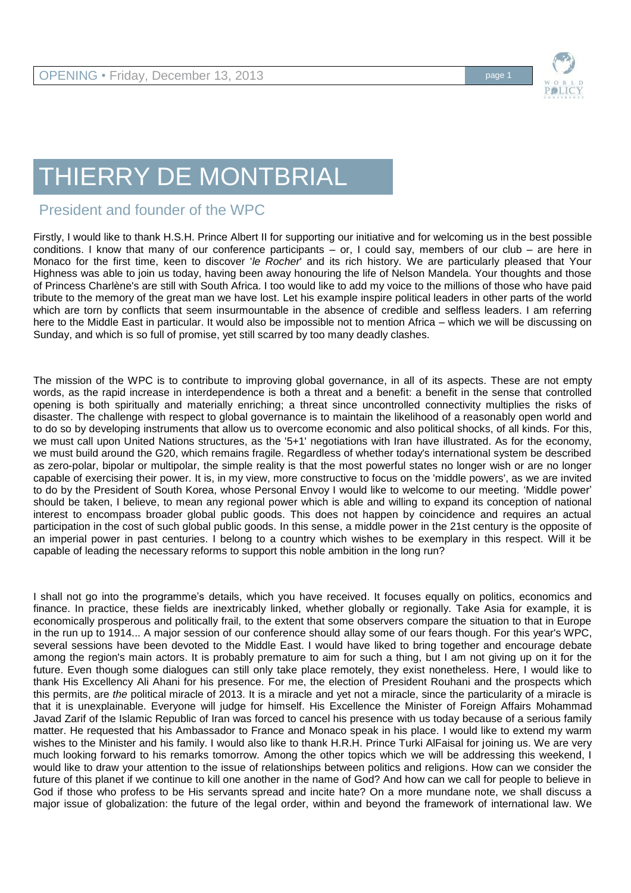OPENING • Friday, December 13, 2013

# THIERRY DE MONTBRIAL

## President and founder of the WPC

Firstly, I would like to thank H.S.H. Prince Albert II for supporting our initiative and for welcoming us in the best possible conditions. I know that many of our conference participants – or, I could say, members of our club – are here in Monaco for the first time, keen to discover '*le Rocher*' and its rich history. We are particularly pleased that Your Highness was able to join us today, having been away honouring the life of Nelson Mandela. Your thoughts and those of Princess Charlène's are still with South Africa. I too would like to add my voice to the millions of those who have paid tribute to the memory of the great man we have lost. Let his example inspire political leaders in other parts of the world which are torn by conflicts that seem insurmountable in the absence of credible and selfless leaders. I am referring here to the Middle East in particular. It would also be impossible not to mention Africa – which we will be discussing on Sunday, and which is so full of promise, yet still scarred by too many deadly clashes.

The mission of the WPC is to contribute to improving global governance, in all of its aspects. These are not empty words, as the rapid increase in interdependence is both a threat and a benefit: a benefit in the sense that controlled opening is both spiritually and materially enriching; a threat since uncontrolled connectivity multiplies the risks of disaster. The challenge with respect to global governance is to maintain the likelihood of a reasonably open world and to do so by developing instruments that allow us to overcome economic and also political shocks, of all kinds. For this, we must call upon United Nations structures, as the '5+1' negotiations with Iran have illustrated. As for the economy, we must build around the G20, which remains fragile. Regardless of whether today's international system be described as zero-polar, bipolar or multipolar, the simple reality is that the most powerful states no longer wish or are no longer capable of exercising their power. It is, in my view, more constructive to focus on the 'middle powers', as we are invited to do by the President of South Korea, whose Personal Envoy I would like to welcome to our meeting. 'Middle power' should be taken, I believe, to mean any regional power which is able and willing to expand its conception of national interest to encompass broader global public goods. This does not happen by coincidence and requires an actual participation in the cost of such global public goods. In this sense, a middle power in the 21st century is the opposite of an imperial power in past centuries. I belong to a country which wishes to be exemplary in this respect. Will it be capable of leading the necessary reforms to support this noble ambition in the long run?

I shall not go into the programme's details, which you have received. It focuses equally on politics, economics and finance. In practice, these fields are inextricably linked, whether globally or regionally. Take Asia for example, it is economically prosperous and politically frail, to the extent that some observers compare the situation to that in Europe in the run up to 1914... A major session of our conference should allay some of our fears though. For this year's WPC, several sessions have been devoted to the Middle East. I would have liked to bring together and encourage debate among the region's main actors. It is probably premature to aim for such a thing, but I am not giving up on it for the future. Even though some dialogues can still only take place remotely, they exist nonetheless. Here, I would like to thank His Excellency Ali Ahani for his presence. For me, the election of President Rouhani and the prospects which this permits, are *the* political miracle of 2013. It is a miracle and yet not a miracle, since the particularity of a miracle is that it is unexplainable. Everyone will judge for himself. His Excellence the Minister of Foreign Affairs Mohammad Javad Zarif of the Islamic Republic of Iran was forced to cancel his presence with us today because of a serious family matter. He requested that his Ambassador to France and Monaco speak in his place. I would like to extend my warm wishes to the Minister and his family. I would also like to thank H.R.H. Prince Turki AlFaisal for joining us. We are very much looking forward to his remarks tomorrow. Among the other topics which we will be addressing this weekend, I would like to draw your attention to the issue of relationships between politics and religions. How can we consider the future of this planet if we continue to kill one another in the name of God? And how can we call for people to believe in God if those who profess to be His servants spread and incite hate? On a more mundane note, we shall discuss a major issue of globalization: the future of the legal order, within and beyond the framework of international law. We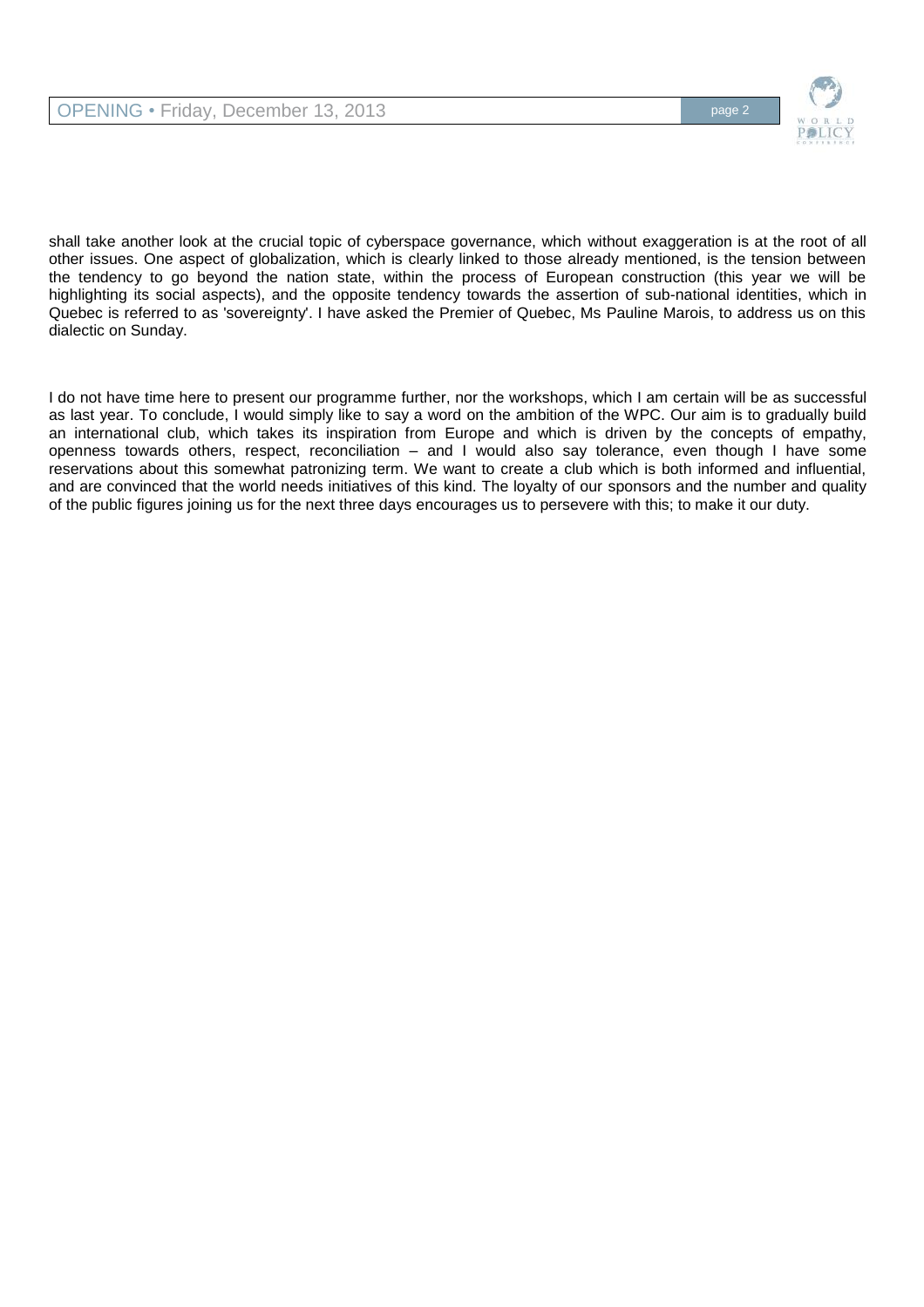shall take another look at the crucial topic of cyberspace governance, which without exaggeration is at the root of all other issues. One aspect of globalization, which is clearly linked to those already mentioned, is the tension between the tendency to go beyond the nation state, within the process of European construction (this year we will be highlighting its social aspects), and the opposite tendency towards the assertion of sub-national identities, which in Quebec is referred to as 'sovereignty'. I have asked the Premier of Quebec, Ms Pauline Marois, to address us on this dialectic on Sunday.

I do not have time here to present our programme further, nor the workshops, which I am certain will be as successful as last year. To conclude, I would simply like to say a word on the ambition of the WPC. Our aim is to gradually build an international club, which takes its inspiration from Europe and which is driven by the concepts of empathy, openness towards others, respect, reconciliation – and I would also say tolerance, even though I have some reservations about this somewhat patronizing term. We want to create a club which is both informed and influential, and are convinced that the world needs initiatives of this kind. The loyalty of our sponsors and the number and quality of the public figures joining us for the next three days encourages us to persevere with this; to make it our duty.